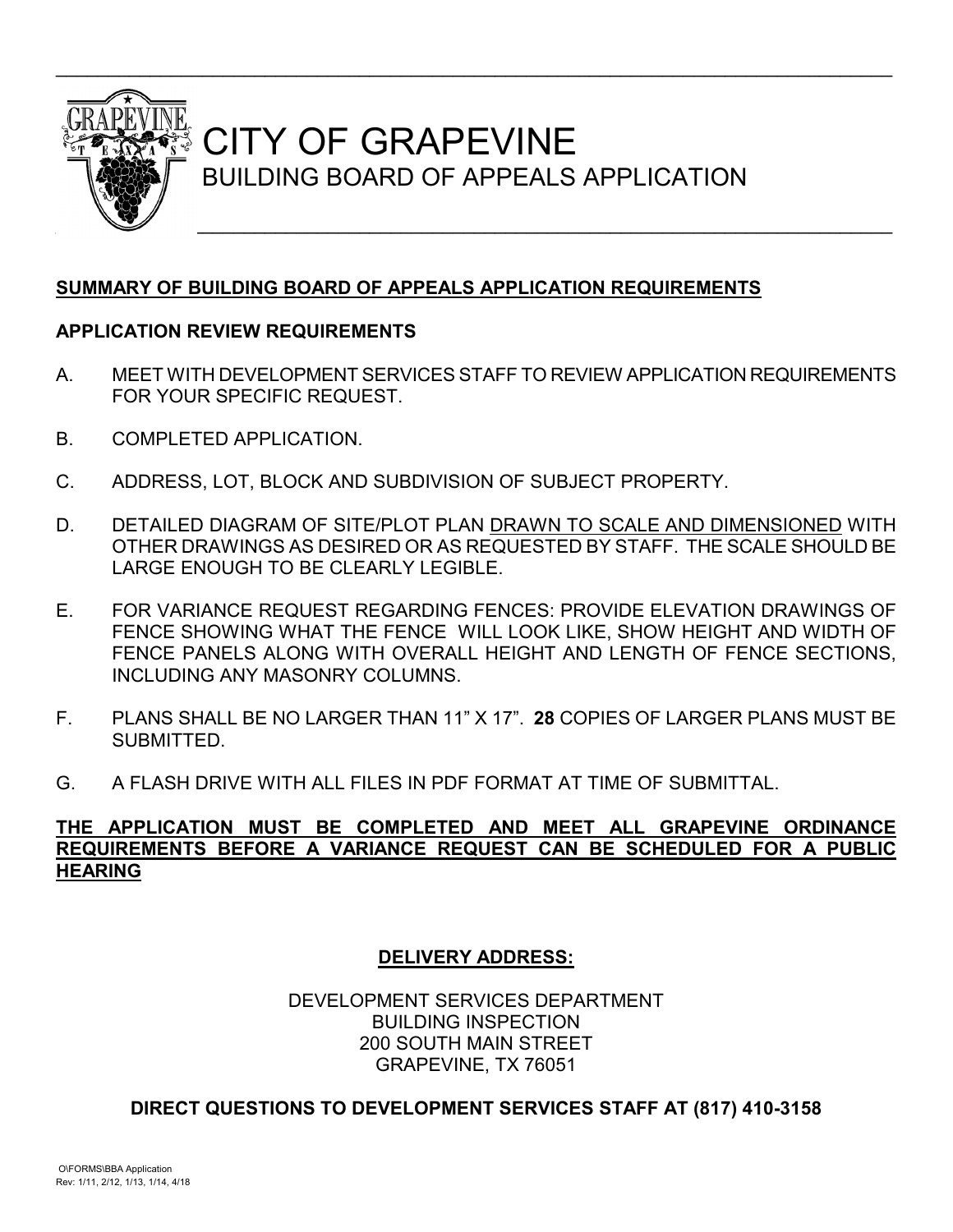# CITY OF GRAPEVINE

## BUILDING BOARD OF APPEALS APPLICATION

**SUMMARY OF BUILDING BOARD OF APPEALS APPLICATION REQUIREMENTS**

**APPLICATION REVIEW REQUIREMENTS**

A. MEET WITH DEVELOPMENT SERVICES STAFF TO REVIEW APPLICATION REQUIREMENTS FOR YOUR SPECIFIC REQUEST.

B. COMPLETED APPLICATION.

C. ADDRESS, LOT, BLOCK AND SUBDIVISION OF SUBJECT PROPERTY.

D. DETAILED DIAGRAM OF SITE/PLOT PLAN DRAWN TO SCALE AND DIMENSIONED WITH OTHER DRAWINGS AS DESIRED OR AS REQUESTED BY STAFF. THE SCALE SHOULD BE LARGE ENOUGH TO BE CLEARLY LEGIBLE.

E. FOR VARIANCE REQUEST REGARDING FENCES: PROVIDE ELEVATION DRAWINGS OF FENCE SHOWING WHAT THE FENCE WILL LOOK LIKE, SHOW HEIGHT AND WIDTH OF FENCE PANELS ALONG WITH OVERALL HEIGHT AND LENGTH OF FENCE SECTIONS, INCLUDING ANY MASONRY COLUMNS.

F. PLANS SHALL BE NO LARGER THAN 11" X 17". **28** COPIES OF LARGER PLANS MUST BE SUBMITTED.

G. A FLASH DRIVE WITH ALL FILES IN PDF FORMAT AT TIME OF SUBMITTAL.

**THE APPLICATION MUST BE COMPLETED AND MEET ALL GRAPEVINE ORDINANCE REQUIREMENTS BEFORE A VARIANCE REQUEST CAN BE SCHEDULED FOR A PUBLIC HEARING**

**DELIVERY ADDRESS:**

DEVELOPMENT SERVICES DEPARTMENT
BUILDING INSPECTION
200 SOUTH MAIN STREET
GRAPEVINE, TX 76051

**DIRECT QUESTIONS TO DEVELOPMENT SERVICES STAFF AT (817) 410-3158**

O\FORMS\BBA Application
Rev: 1/11, 2/12, 1/13, 1/14, 4/18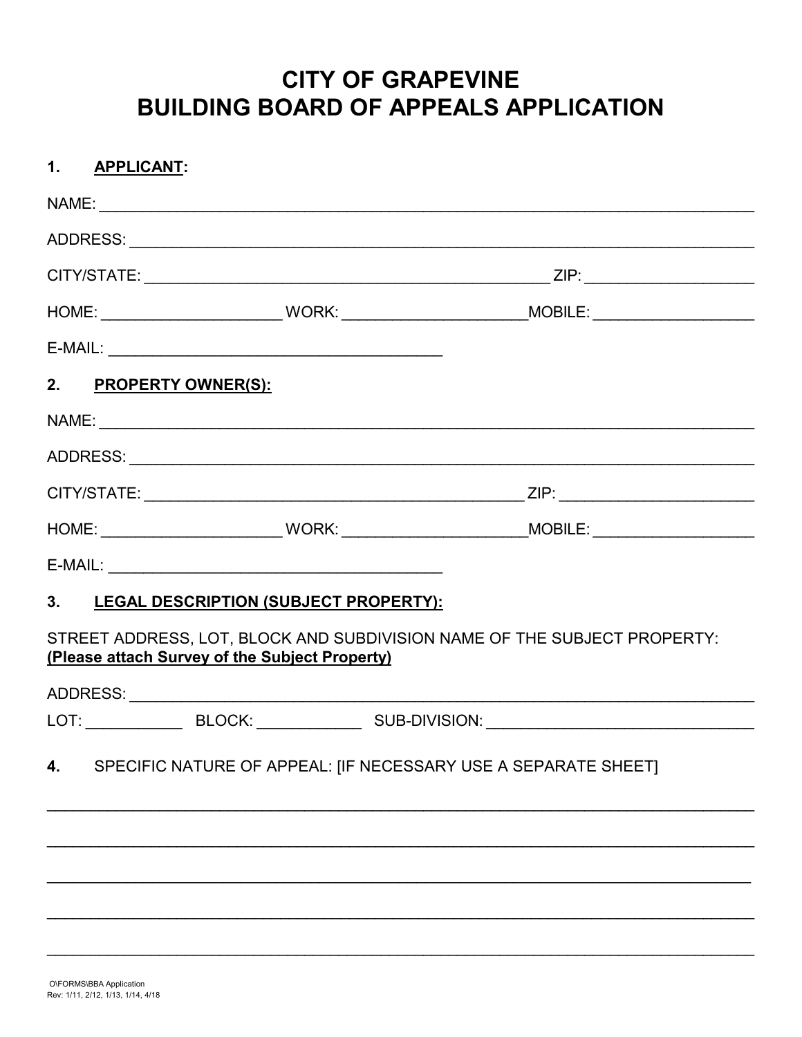# CITY OF GRAPEVINE
# BUILDING BOARD OF APPEALS APPLICATION

**1. APPLICANT:**

NAME: ______________________________________________________________________________

ADDRESS: ___________________________________________________________________________

CITY/STATE: ____________________________________________ ZIP: ___________________

HOME: ____________________ WORK: ____________________ MOBILE: __________________

E-MAIL: ______________________________________

**2. PROPERTY OWNER(S):**

NAME: ______________________________________________________________________________

ADDRESS: ___________________________________________________________________________

CITY/STATE: ____________________________________________ ZIP: ___________________

HOME: ____________________ WORK: ____________________ MOBILE: __________________

E-MAIL: ______________________________________

**3. LEGAL DESCRIPTION (SUBJECT PROPERTY):**

STREET ADDRESS, LOT, BLOCK AND SUBDIVISION NAME OF THE SUBJECT PROPERTY:
**(Please attach Survey of the Subject Property)**

ADDRESS: ___________________________________________________________________________

LOT: ___________ BLOCK: ____________ SUB-DIVISION: ______________________________

**4.** SPECIFIC NATURE OF APPEAL: [IF NECESSARY USE A SEPARATE SHEET]

____________________________________________________________________________________

____________________________________________________________________________________

____________________________________________________________________________________

____________________________________________________________________________________

____________________________________________________________________________________

O\FORMS\BBA Application
Rev: 1/11, 2/12, 1/13, 1/14, 4/18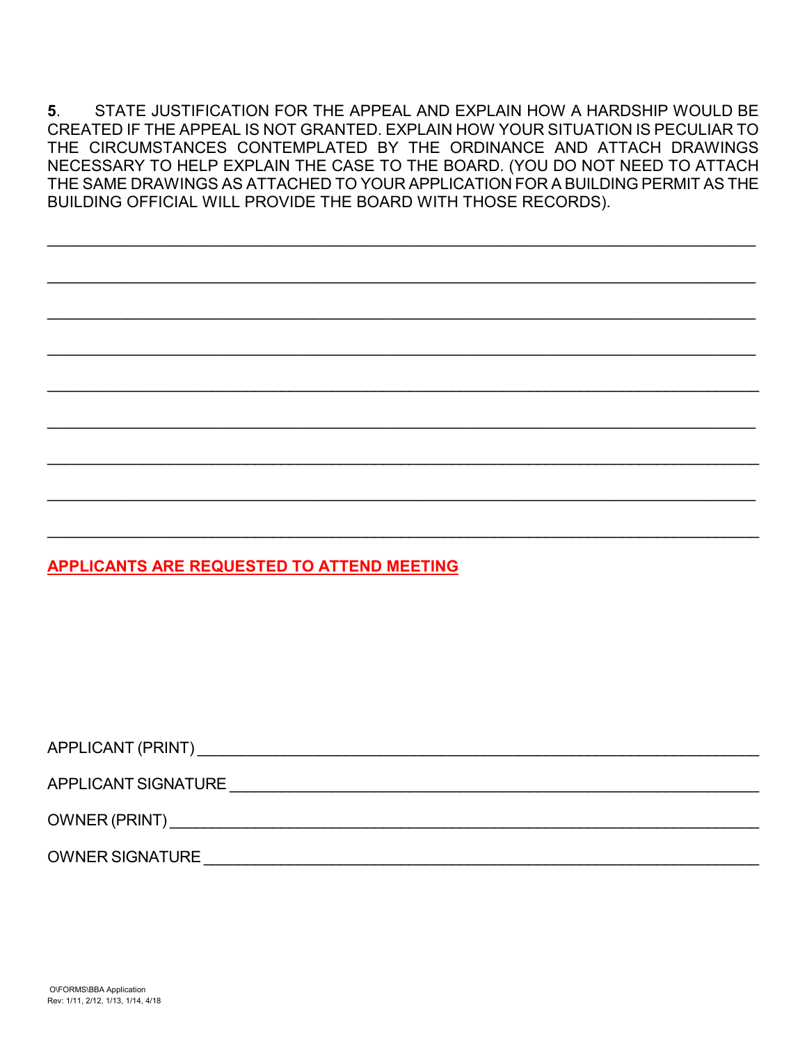**5**. STATE JUSTIFICATION FOR THE APPEAL AND EXPLAIN HOW A HARDSHIP WOULD BE CREATED IF THE APPEAL IS NOT GRANTED. EXPLAIN HOW YOUR SITUATION IS PECULIAR TO THE CIRCUMSTANCES CONTEMPLATED BY THE ORDINANCE AND ATTACH DRAWINGS NECESSARY TO HELP EXPLAIN THE CASE TO THE BOARD. (YOU DO NOT NEED TO ATTACH THE SAME DRAWINGS AS ATTACHED TO YOUR APPLICATION FOR A BUILDING PERMIT AS THE BUILDING OFFICIAL WILL PROVIDE THE BOARD WITH THOSE RECORDS).

______________________________________________________________________________

______________________________________________________________________________

______________________________________________________________________________

______________________________________________________________________________

______________________________________________________________________________

______________________________________________________________________________

______________________________________________________________________________

______________________________________________________________________________

______________________________________________________________________________

**APPLICANTS ARE REQUESTED TO ATTEND MEETING**

APPLICANT (PRINT) ____________________________________________________________

APPLICANT SIGNATURE _________________________________________________________

OWNER (PRINT) _______________________________________________________________

OWNER SIGNATURE ____________________________________________________________

O\FORMS\BBA Application
Rev: 1/11, 2/12, 1/13, 1/14, 4/18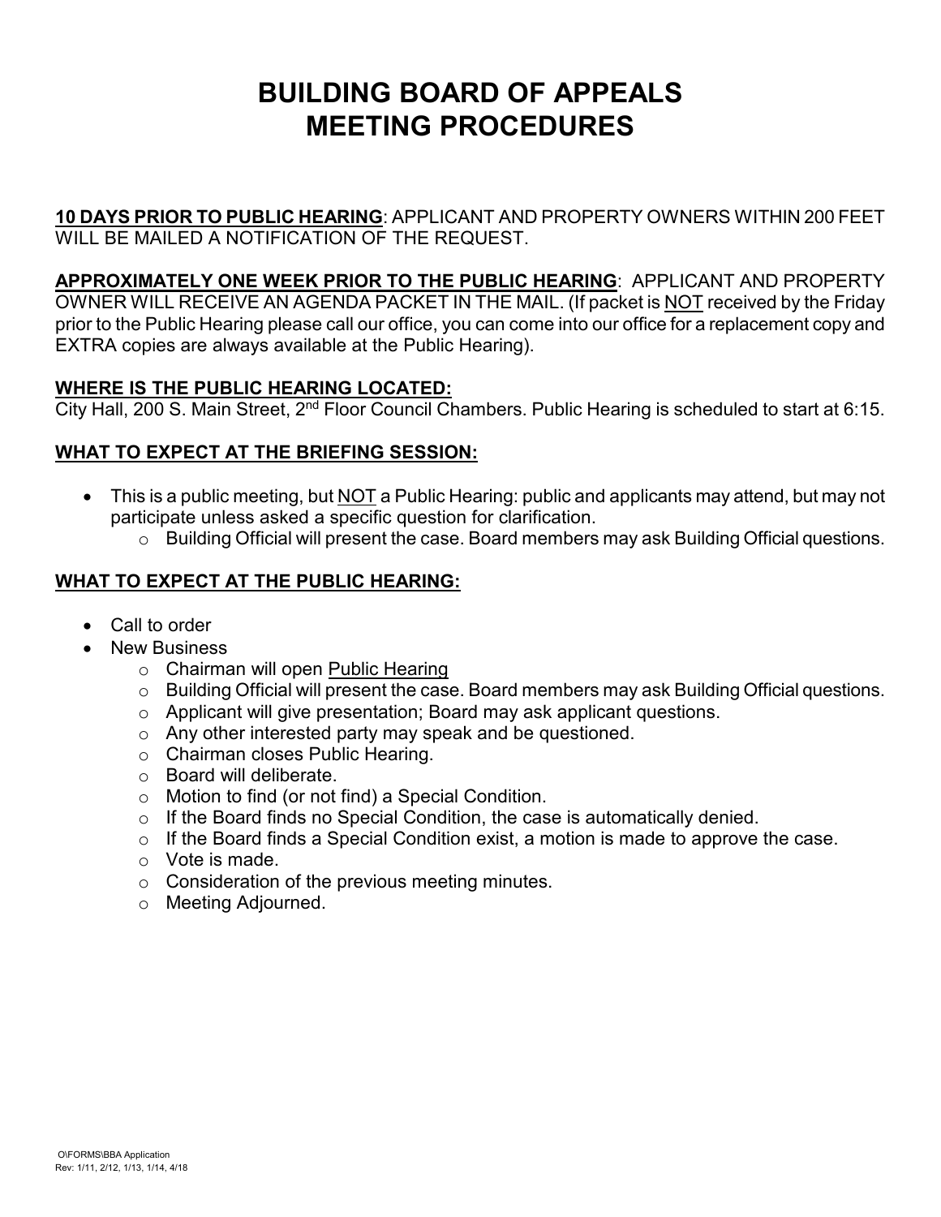# BUILDING BOARD OF APPEALS
# MEETING PROCEDURES

**10 DAYS PRIOR TO PUBLIC HEARING**: APPLICANT AND PROPERTY OWNERS WITHIN 200 FEET WILL BE MAILED A NOTIFICATION OF THE REQUEST.

**APPROXIMATELY ONE WEEK PRIOR TO THE PUBLIC HEARING**: APPLICANT AND PROPERTY OWNER WILL RECEIVE AN AGENDA PACKET IN THE MAIL. (If packet is NOT received by the Friday prior to the Public Hearing please call our office, you can come into our office for a replacement copy and EXTRA copies are always available at the Public Hearing).

**WHERE IS THE PUBLIC HEARING LOCATED:**

City Hall, 200 S. Main Street, 2nd Floor Council Chambers. Public Hearing is scheduled to start at 6:15.

**WHAT TO EXPECT AT THE BRIEFING SESSION:**

- This is a public meeting, but NOT a Public Hearing: public and applicants may attend, but may not participate unless asked a specific question for clarification.
  - Building Official will present the case. Board members may ask Building Official questions.

**WHAT TO EXPECT AT THE PUBLIC HEARING:**

- Call to order
- New Business
  - Chairman will open Public Hearing
  - Building Official will present the case. Board members may ask Building Official questions.
  - Applicant will give presentation; Board may ask applicant questions.
  - Any other interested party may speak and be questioned.
  - Chairman closes Public Hearing.
  - Board will deliberate.
  - Motion to find (or not find) a Special Condition.
  - If the Board finds no Special Condition, the case is automatically denied.
  - If the Board finds a Special Condition exist, a motion is made to approve the case.
  - Vote is made.
  - Consideration of the previous meeting minutes.
  - Meeting Adjourned.

O\FORMS\BBA Application
Rev: 1/11, 2/12, 1/13, 1/14, 4/18